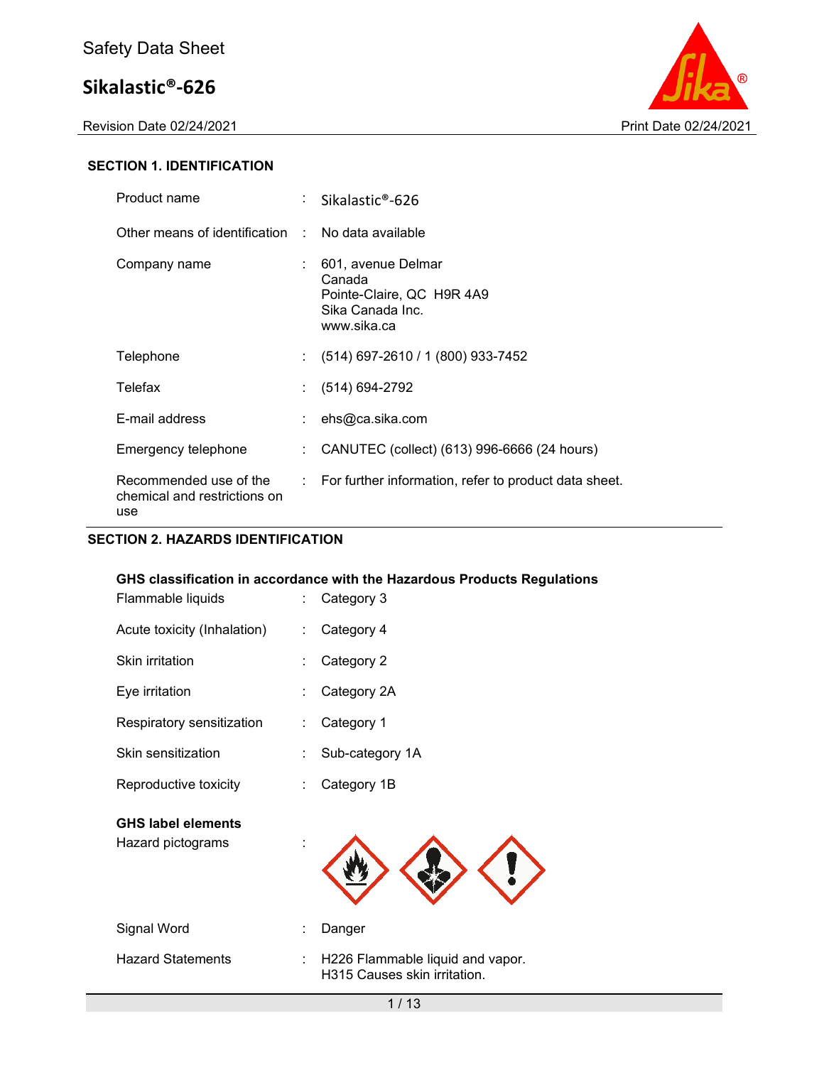Safety Data Sheet

# Sikalastic®-626

Revision Date 02/24/2021 | Print Date 02/24/2021

## SECTION 1. IDENTIFICATION

| | | |
|---|---|---|
| Product name | : | Sikalastic®-626 |
| Other means of identification | : | No data available |
| Company name | : | 601, avenue Delmar<br>Canada<br>Pointe-Claire, QC H9R 4A9<br>Sika Canada Inc.<br>www.sika.ca |
| Telephone | : | (514) 697-2610 / 1 (800) 933-7452 |
| Telefax | : | (514) 694-2792 |
| E-mail address | : | ehs@ca.sika.com |
| Emergency telephone | : | CANUTEC (collect) (613) 996-6666 (24 hours) |
| Recommended use of the chemical and restrictions on use | : | For further information, refer to product data sheet. |

## SECTION 2. HAZARDS IDENTIFICATION

**GHS classification in accordance with the Hazardous Products Regulations**

| | | |
|---|---|---|
| Flammable liquids | : | Category 3 |
| Acute toxicity (Inhalation) | : | Category 4 |
| Skin irritation | : | Category 2 |
| Eye irritation | : | Category 2A |
| Respiratory sensitization | : | Category 1 |
| Skin sensitization | : | Sub-category 1A |
| Reproductive toxicity | : | Category 1B |

**GHS label elements**

Hazard pictograms :

Signal Word : Danger

Hazard Statements : H226 Flammable liquid and vapor.
H315 Causes skin irritation.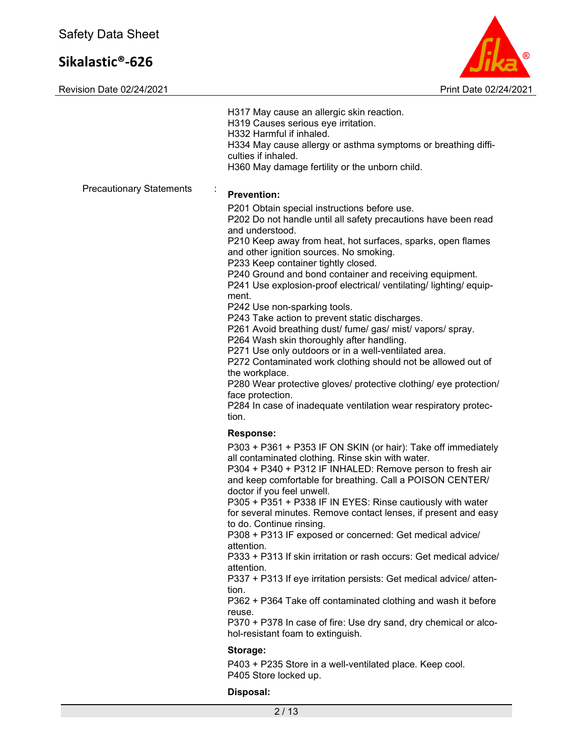H317 May cause an allergic skin reaction.
H319 Causes serious eye irritation.
H332 Harmful if inhaled.
H334 May cause allergy or asthma symptoms or breathing difficulties if inhaled.
H360 May damage fertility or the unborn child.

Precautionary Statements :

**Prevention:**

P201 Obtain special instructions before use.
P202 Do not handle until all safety precautions have been read and understood.
P210 Keep away from heat, hot surfaces, sparks, open flames and other ignition sources. No smoking.
P233 Keep container tightly closed.
P240 Ground and bond container and receiving equipment.
P241 Use explosion-proof electrical/ ventilating/ lighting/ equipment.
P242 Use non-sparking tools.
P243 Take action to prevent static discharges.
P261 Avoid breathing dust/ fume/ gas/ mist/ vapors/ spray.
P264 Wash skin thoroughly after handling.
P271 Use only outdoors or in a well-ventilated area.
P272 Contaminated work clothing should not be allowed out of the workplace.
P280 Wear protective gloves/ protective clothing/ eye protection/ face protection.
P284 In case of inadequate ventilation wear respiratory protection.

**Response:**

P303 + P361 + P353 IF ON SKIN (or hair): Take off immediately all contaminated clothing. Rinse skin with water.
P304 + P340 + P312 IF INHALED: Remove person to fresh air and keep comfortable for breathing. Call a POISON CENTER/ doctor if you feel unwell.
P305 + P351 + P338 IF IN EYES: Rinse cautiously with water for several minutes. Remove contact lenses, if present and easy to do. Continue rinsing.
P308 + P313 IF exposed or concerned: Get medical advice/ attention.
P333 + P313 If skin irritation or rash occurs: Get medical advice/ attention.
P337 + P313 If eye irritation persists: Get medical advice/ attention.
P362 + P364 Take off contaminated clothing and wash it before reuse.
P370 + P378 In case of fire: Use dry sand, dry chemical or alcohol-resistant foam to extinguish.

**Storage:**

P403 + P235 Store in a well-ventilated place. Keep cool.
P405 Store locked up.

**Disposal:**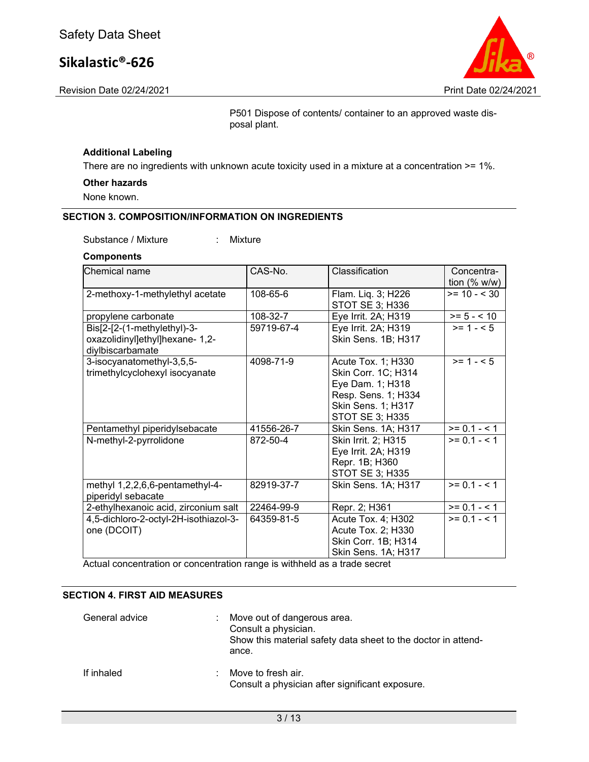P501 Dispose of contents/ container to an approved waste disposal plant.

**Additional Labeling**

There are no ingredients with unknown acute toxicity used in a mixture at a concentration >= 1%.

**Other hazards**

None known.

## SECTION 3. COMPOSITION/INFORMATION ON INGREDIENTS

Substance / Mixture : Mixture

**Components**

| Chemical name | CAS-No. | Classification | Concentration (% w/w) |
|---|---|---|---|
| 2-methoxy-1-methylethyl acetate | 108-65-6 | Flam. Liq. 3; H226<br>STOT SE 3; H336 | >= 10 - < 30 |
| propylene carbonate | 108-32-7 | Eye Irrit. 2A; H319 | >= 5 - < 10 |
| Bis[2-[2-(1-methylethyl)-3-oxazolidinyl]ethyl]hexane- 1,2-diylbiscarbamate | 59719-67-4 | Eye Irrit. 2A; H319<br>Skin Sens. 1B; H317 | >= 1 - < 5 |
| 3-isocyanatomethyl-3,5,5-trimethylcyclohexyl isocyanate | 4098-71-9 | Acute Tox. 1; H330<br>Skin Corr. 1C; H314<br>Eye Dam. 1; H318<br>Resp. Sens. 1; H334<br>Skin Sens. 1; H317<br>STOT SE 3; H335 | >= 1 - < 5 |
| Pentamethyl piperidylsebacate | 41556-26-7 | Skin Sens. 1A; H317 | >= 0.1 - < 1 |
| N-methyl-2-pyrrolidone | 872-50-4 | Skin Irrit. 2; H315<br>Eye Irrit. 2A; H319<br>Repr. 1B; H360<br>STOT SE 3; H335 | >= 0.1 - < 1 |
| methyl 1,2,2,6,6-pentamethyl-4-piperidyl sebacate | 82919-37-7 | Skin Sens. 1A; H317 | >= 0.1 - < 1 |
| 2-ethylhexanoic acid, zirconium salt | 22464-99-9 | Repr. 2; H361 | >= 0.1 - < 1 |
| 4,5-dichloro-2-octyl-2H-isothiazol-3-one (DCOIT) | 64359-81-5 | Acute Tox. 4; H302<br>Acute Tox. 2; H330<br>Skin Corr. 1B; H314<br>Skin Sens. 1A; H317 | >= 0.1 - < 1 |

Actual concentration or concentration range is withheld as a trade secret

## SECTION 4. FIRST AID MEASURES

General advice : Move out of dangerous area.
Consult a physician.
Show this material safety data sheet to the doctor in attendance.

If inhaled : Move to fresh air.
Consult a physician after significant exposure.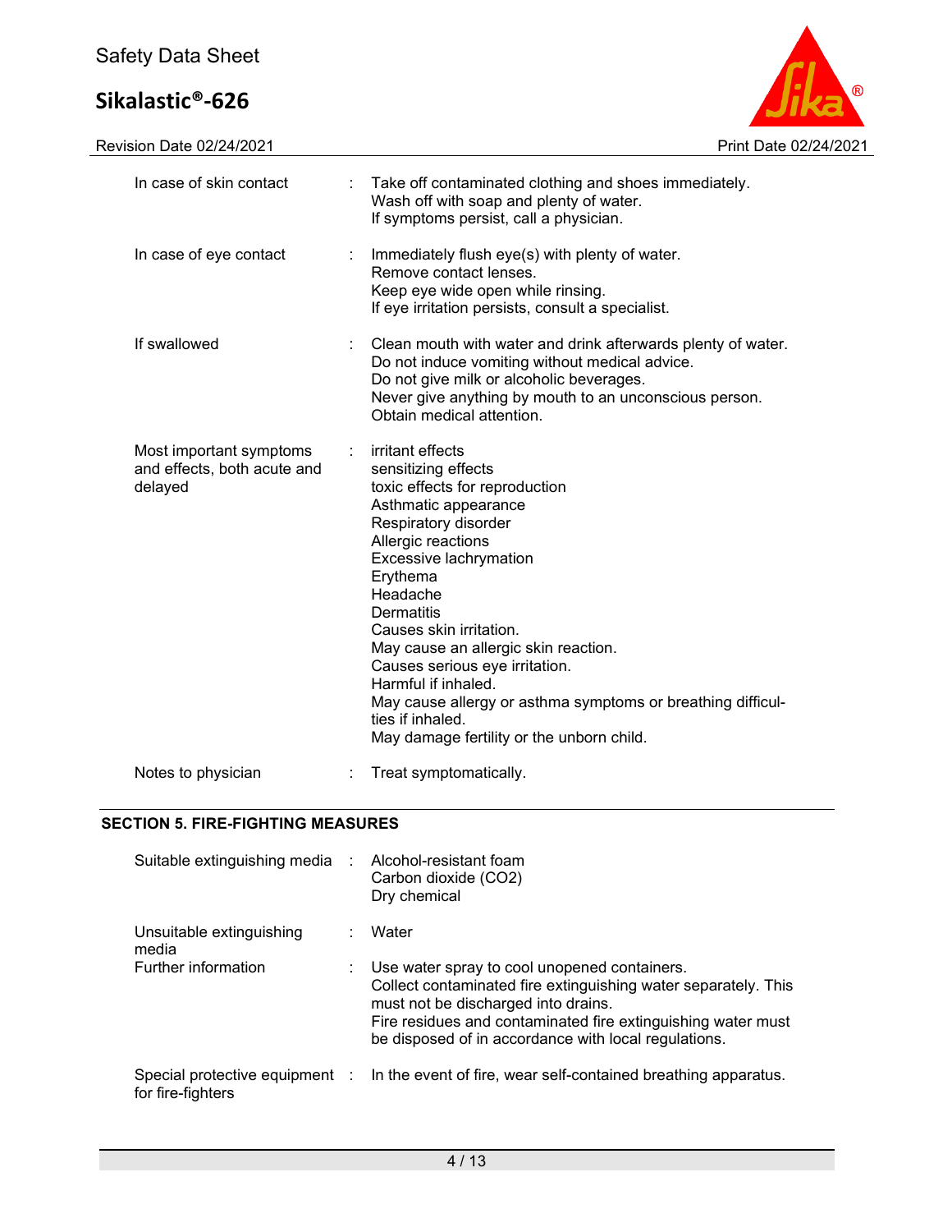| | | |
|---|---|---|
| In case of skin contact | : | Take off contaminated clothing and shoes immediately.<br>Wash off with soap and plenty of water.<br>If symptoms persist, call a physician. |
| In case of eye contact | : | Immediately flush eye(s) with plenty of water.<br>Remove contact lenses.<br>Keep eye wide open while rinsing.<br>If eye irritation persists, consult a specialist. |
| If swallowed | : | Clean mouth with water and drink afterwards plenty of water.<br>Do not induce vomiting without medical advice.<br>Do not give milk or alcoholic beverages.<br>Never give anything by mouth to an unconscious person.<br>Obtain medical attention. |
| Most important symptoms and effects, both acute and delayed | : | irritant effects<br>sensitizing effects<br>toxic effects for reproduction<br>Asthmatic appearance<br>Respiratory disorder<br>Allergic reactions<br>Excessive lachrymation<br>Erythema<br>Headache<br>Dermatitis<br>Causes skin irritation.<br>May cause an allergic skin reaction.<br>Causes serious eye irritation.<br>Harmful if inhaled.<br>May cause allergy or asthma symptoms or breathing difficulties if inhaled.<br>May damage fertility or the unborn child. |
| Notes to physician | : | Treat symptomatically. |

## SECTION 5. FIRE-FIGHTING MEASURES

| | | |
|---|---|---|
| Suitable extinguishing media | : | Alcohol-resistant foam<br>Carbon dioxide ($CO_2$)<br>Dry chemical |
| Unsuitable extinguishing media | : | Water |
| Further information | : | Use water spray to cool unopened containers.<br>Collect contaminated fire extinguishing water separately. This must not be discharged into drains.<br>Fire residues and contaminated fire extinguishing water must be disposed of in accordance with local regulations. |
| Special protective equipment for fire-fighters | : | In the event of fire, wear self-contained breathing apparatus. |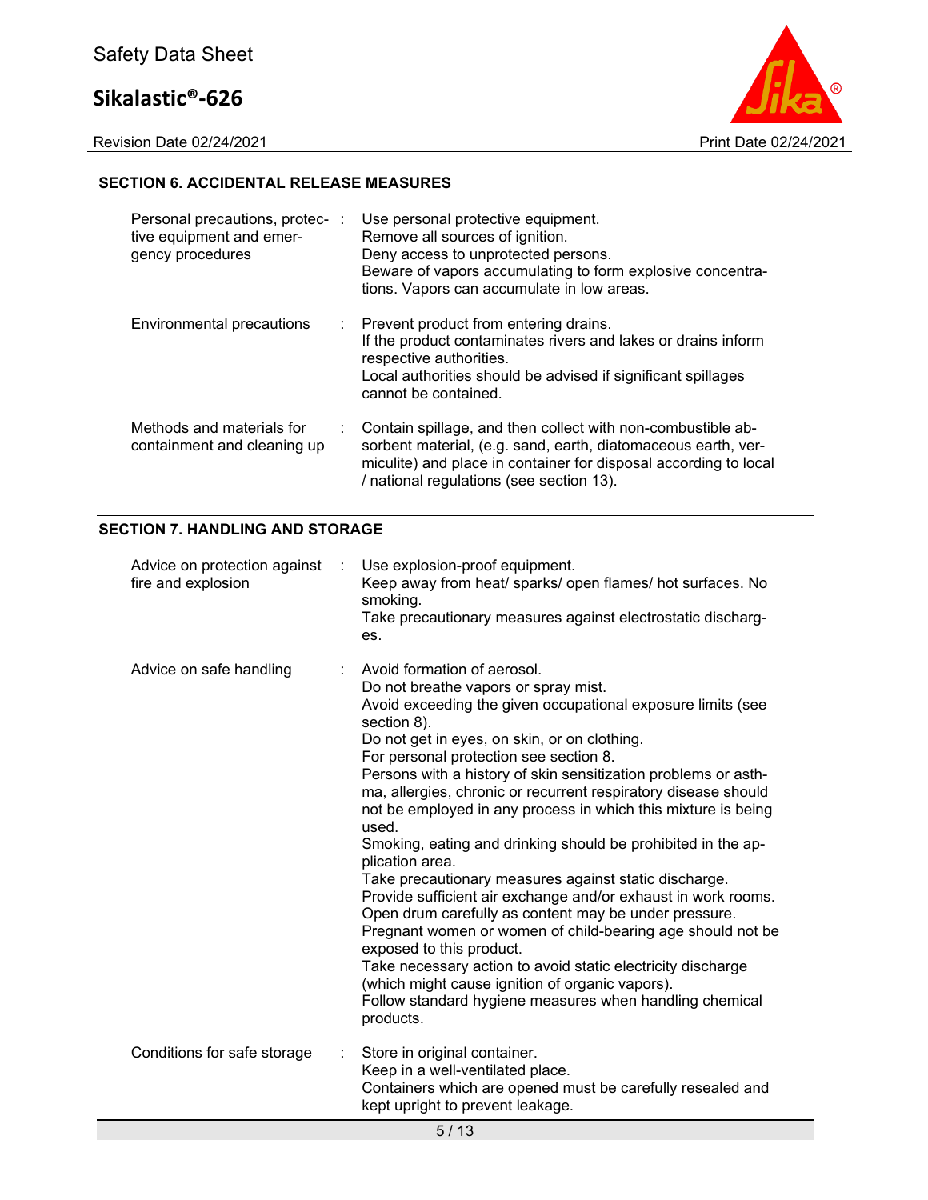## SECTION 6. ACCIDENTAL RELEASE MEASURES

| | |
|---|---|
| Personal precautions, protective equipment and emergency procedures | Use personal protective equipment.<br>Remove all sources of ignition.<br>Deny access to unprotected persons.<br>Beware of vapors accumulating to form explosive concentrations. Vapors can accumulate in low areas. |
| Environmental precautions | Prevent product from entering drains.<br>If the product contaminates rivers and lakes or drains inform respective authorities.<br>Local authorities should be advised if significant spillages cannot be contained. |
| Methods and materials for containment and cleaning up | Contain spillage, and then collect with non-combustible absorbent material, (e.g. sand, earth, diatomaceous earth, vermiculite) and place in container for disposal according to local / national regulations (see section 13). |

## SECTION 7. HANDLING AND STORAGE

| | |
|---|---|
| Advice on protection against fire and explosion | Use explosion-proof equipment.<br>Keep away from heat/ sparks/ open flames/ hot surfaces. No smoking.<br>Take precautionary measures against electrostatic discharges. |
| Advice on safe handling | Avoid formation of aerosol.<br>Do not breathe vapors or spray mist.<br>Avoid exceeding the given occupational exposure limits (see section 8).<br>Do not get in eyes, on skin, or on clothing.<br>For personal protection see section 8.<br>Persons with a history of skin sensitization problems or asthma, allergies, chronic or recurrent respiratory disease should not be employed in any process in which this mixture is being used.<br>Smoking, eating and drinking should be prohibited in the application area.<br>Take precautionary measures against static discharge.<br>Provide sufficient air exchange and/or exhaust in work rooms.<br>Open drum carefully as content may be under pressure.<br>Pregnant women or women of child-bearing age should not be exposed to this product.<br>Take necessary action to avoid static electricity discharge (which might cause ignition of organic vapors).<br>Follow standard hygiene measures when handling chemical products. |
| Conditions for safe storage | Store in original container.<br>Keep in a well-ventilated place.<br>Containers which are opened must be carefully resealed and kept upright to prevent leakage. |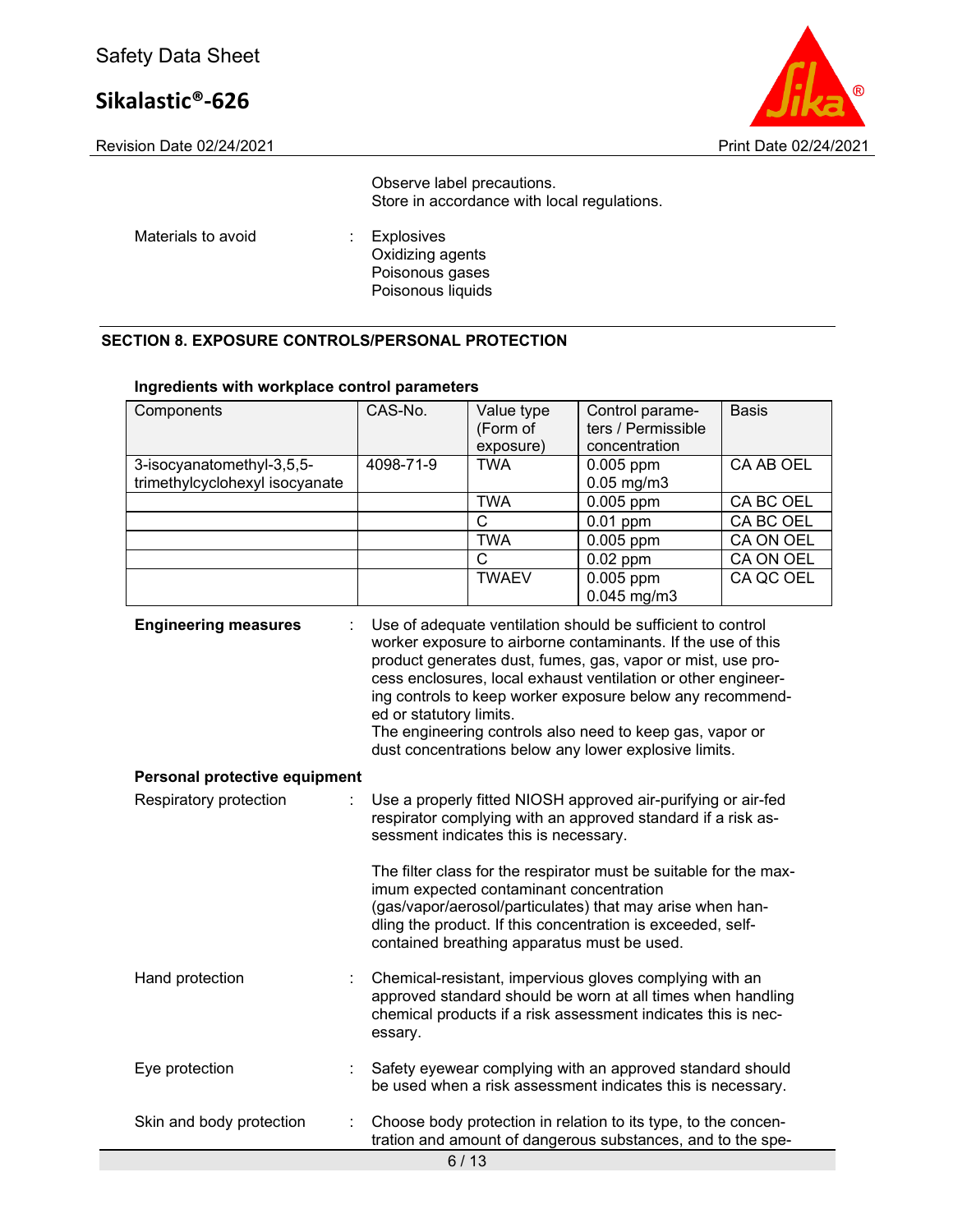Observe label precautions.
Store in accordance with local regulations.

Materials to avoid : Explosives
Oxidizing agents
Poisonous gases
Poisonous liquids

## SECTION 8. EXPOSURE CONTROLS/PERSONAL PROTECTION

### Ingredients with workplace control parameters

| Components | CAS-No. | Value type (Form of exposure) | Control parameters / Permissible concentration | Basis |
|---|---|---|---|---|
| 3-isocyanatomethyl-3,5,5-trimethylcyclohexyl isocyanate | 4098-71-9 | TWA | 0.005 ppm<br>0.05 mg/m3 | CA AB OEL |
| | | TWA | 0.005 ppm | CA BC OEL |
| | | C | 0.01 ppm | CA BC OEL |
| | | TWA | 0.005 ppm | CA ON OEL |
| | | C | 0.02 ppm | CA ON OEL |
| | | TWAEV | 0.005 ppm<br>0.045 mg/m3 | CA QC OEL |

**Engineering measures** : Use of adequate ventilation should be sufficient to control worker exposure to airborne contaminants. If the use of this product generates dust, fumes, gas, vapor or mist, use process enclosures, local exhaust ventilation or other engineering controls to keep worker exposure below any recommended or statutory limits.
The engineering controls also need to keep gas, vapor or dust concentrations below any lower explosive limits.

**Personal protective equipment**

Respiratory protection : Use a properly fitted NIOSH approved air-purifying or air-fed respirator complying with an approved standard if a risk assessment indicates this is necessary.

The filter class for the respirator must be suitable for the maximum expected contaminant concentration (gas/vapor/aerosol/particulates) that may arise when handling the product. If this concentration is exceeded, self-contained breathing apparatus must be used.

Hand protection : Chemical-resistant, impervious gloves complying with an approved standard should be worn at all times when handling chemical products if a risk assessment indicates this is necessary.

Eye protection : Safety eyewear complying with an approved standard should be used when a risk assessment indicates this is necessary.

Skin and body protection : Choose body protection in relation to its type, to the concentration and amount of dangerous substances, and to the spe-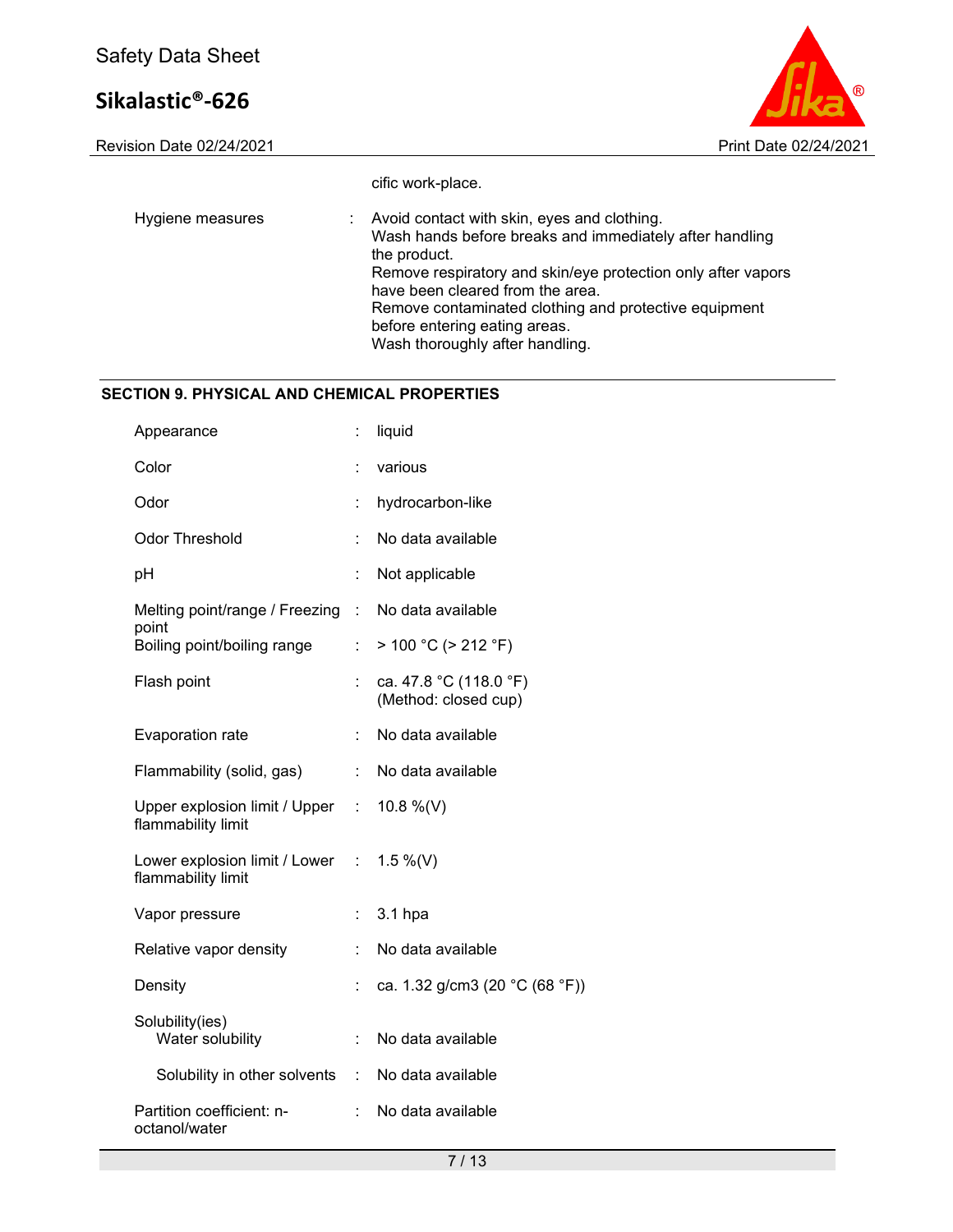cific work-place.

| | | |
|---|---|---|
| Hygiene measures | : | Avoid contact with skin, eyes and clothing. Wash hands before breaks and immediately after handling the product. Remove respiratory and skin/eye protection only after vapors have been cleared from the area. Remove contaminated clothing and protective equipment before entering eating areas. Wash thoroughly after handling. |

## SECTION 9. PHYSICAL AND CHEMICAL PROPERTIES

| | | |
|---|---|---|
| Appearance | : | liquid |
| Color | : | various |
| Odor | : | hydrocarbon-like |
| Odor Threshold | : | No data available |
| pH | : | Not applicable |
| Melting point/range / Freezing point | : | No data available |
| Boiling point/boiling range | : | > 100 °C (> 212 °F) |
| Flash point | : | ca. 47.8 °C (118.0 °F) (Method: closed cup) |
| Evaporation rate | : | No data available |
| Flammability (solid, gas) | : | No data available |
| Upper explosion limit / Upper flammability limit | : | 10.8 %(V) |
| Lower explosion limit / Lower flammability limit | : | 1.5 %(V) |
| Vapor pressure | : | 3.1 hpa |
| Relative vapor density | : | No data available |
| Density | : | ca. 1.32 g/cm3 (20 °C (68 °F)) |
| Solubility(ies) | | |
| Water solubility | : | No data available |
| Solubility in other solvents | : | No data available |
| Partition coefficient: n-octanol/water | : | No data available |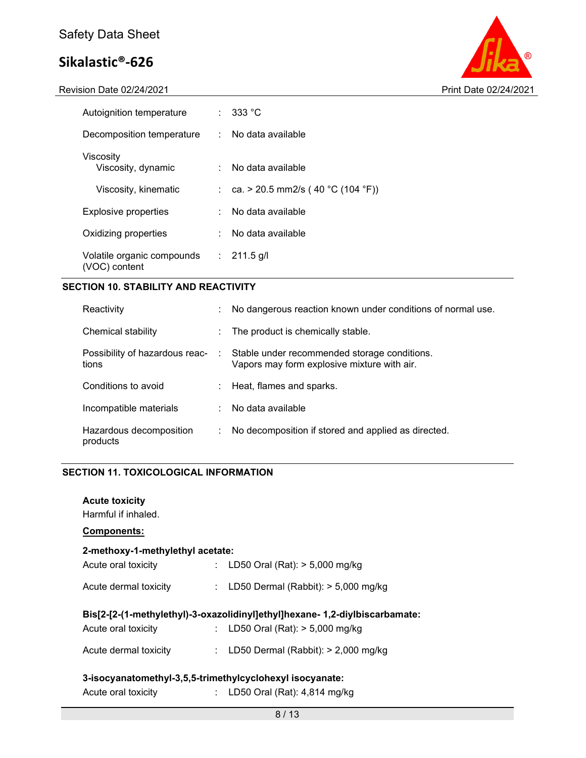| | | |
|---|---|---|
| Autoignition temperature | : | 333 °C |
| Decomposition temperature | : | No data available |
| Viscosity | | |
| Viscosity, dynamic | : | No data available |
| Viscosity, kinematic | : | ca. > 20.5 mm2/s ( 40 °C (104 °F)) |
| Explosive properties | : | No data available |
| Oxidizing properties | : | No data available |
| Volatile organic compounds (VOC) content | : | 211.5 g/l |

## SECTION 10. STABILITY AND REACTIVITY

| | | |
|---|---|---|
| Reactivity | : | No dangerous reaction known under conditions of normal use. |
| Chemical stability | : | The product is chemically stable. |
| Possibility of hazardous reactions | : | Stable under recommended storage conditions. Vapors may form explosive mixture with air. |
| Conditions to avoid | : | Heat, flames and sparks. |
| Incompatible materials | : | No data available |
| Hazardous decomposition products | : | No decomposition if stored and applied as directed. |

## SECTION 11. TOXICOLOGICAL INFORMATION

**Acute toxicity**

Harmful if inhaled.

**Components:**

**2-methoxy-1-methylethyl acetate:**

| | | |
|---|---|---|
| Acute oral toxicity | : | LD50 Oral (Rat): > 5,000 mg/kg |
| Acute dermal toxicity | : | LD50 Dermal (Rabbit): > 5,000 mg/kg |

**Bis[2-[2-(1-methylethyl)-3-oxazolidinyl]ethyl]hexane- 1,2-diylbiscarbamate:**

| | | |
|---|---|---|
| Acute oral toxicity | : | LD50 Oral (Rat): > 5,000 mg/kg |
| Acute dermal toxicity | : | LD50 Dermal (Rabbit): > 2,000 mg/kg |

**3-isocyanatomethyl-3,5,5-trimethylcyclohexyl isocyanate:**

| | | |
|---|---|---|
| Acute oral toxicity | : | LD50 Oral (Rat): 4,814 mg/kg |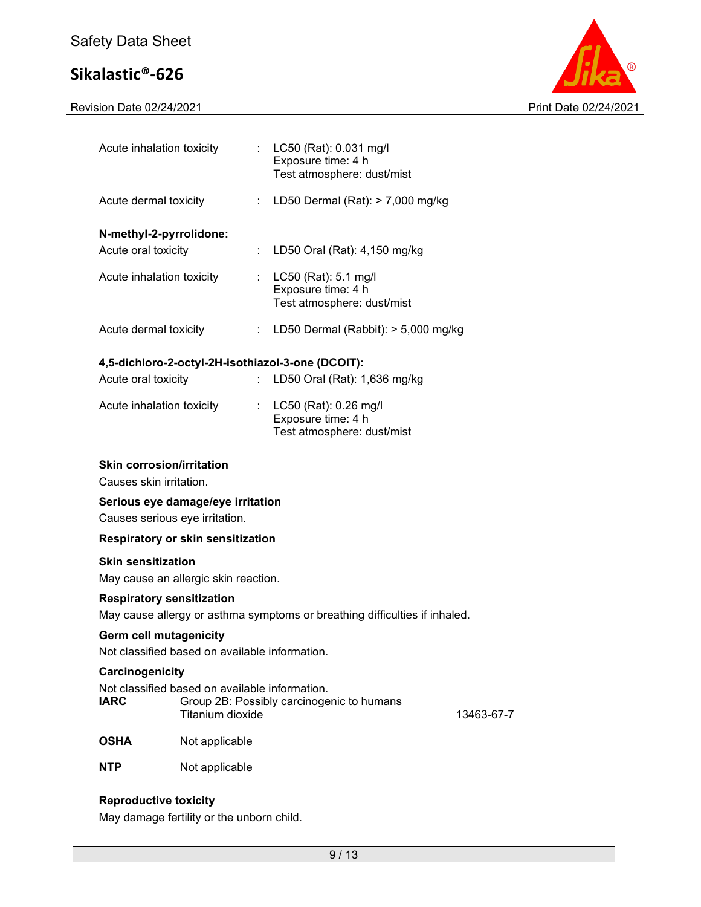Acute inhalation toxicity : LC50 (Rat): 0.031 mg/l
Exposure time: 4 h
Test atmosphere: dust/mist

Acute dermal toxicity : LD50 Dermal (Rat): > 7,000 mg/kg

**N-methyl-2-pyrrolidone:**

Acute oral toxicity : LD50 Oral (Rat): 4,150 mg/kg

Acute inhalation toxicity : LC50 (Rat): 5.1 mg/l
Exposure time: 4 h
Test atmosphere: dust/mist

Acute dermal toxicity : LD50 Dermal (Rabbit): > 5,000 mg/kg

**4,5-dichloro-2-octyl-2H-isothiazol-3-one (DCOIT):**

Acute oral toxicity : LD50 Oral (Rat): 1,636 mg/kg

Acute inhalation toxicity : LC50 (Rat): 0.26 mg/l
Exposure time: 4 h
Test atmosphere: dust/mist

**Skin corrosion/irritation**

Causes skin irritation.

**Serious eye damage/eye irritation**

Causes serious eye irritation.

**Respiratory or skin sensitization**

**Skin sensitization**

May cause an allergic skin reaction.

**Respiratory sensitization**

May cause allergy or asthma symptoms or breathing difficulties if inhaled.

**Germ cell mutagenicity**

Not classified based on available information.

**Carcinogenicity**

Not classified based on available information.

| | | |
|---|---|---|
| **IARC** | Group 2B: Possibly carcinogenic to humans<br>Titanium dioxide | 13463-67-7 |
| **OSHA** | Not applicable | |
| **NTP** | Not applicable | |

**Reproductive toxicity**

May damage fertility or the unborn child.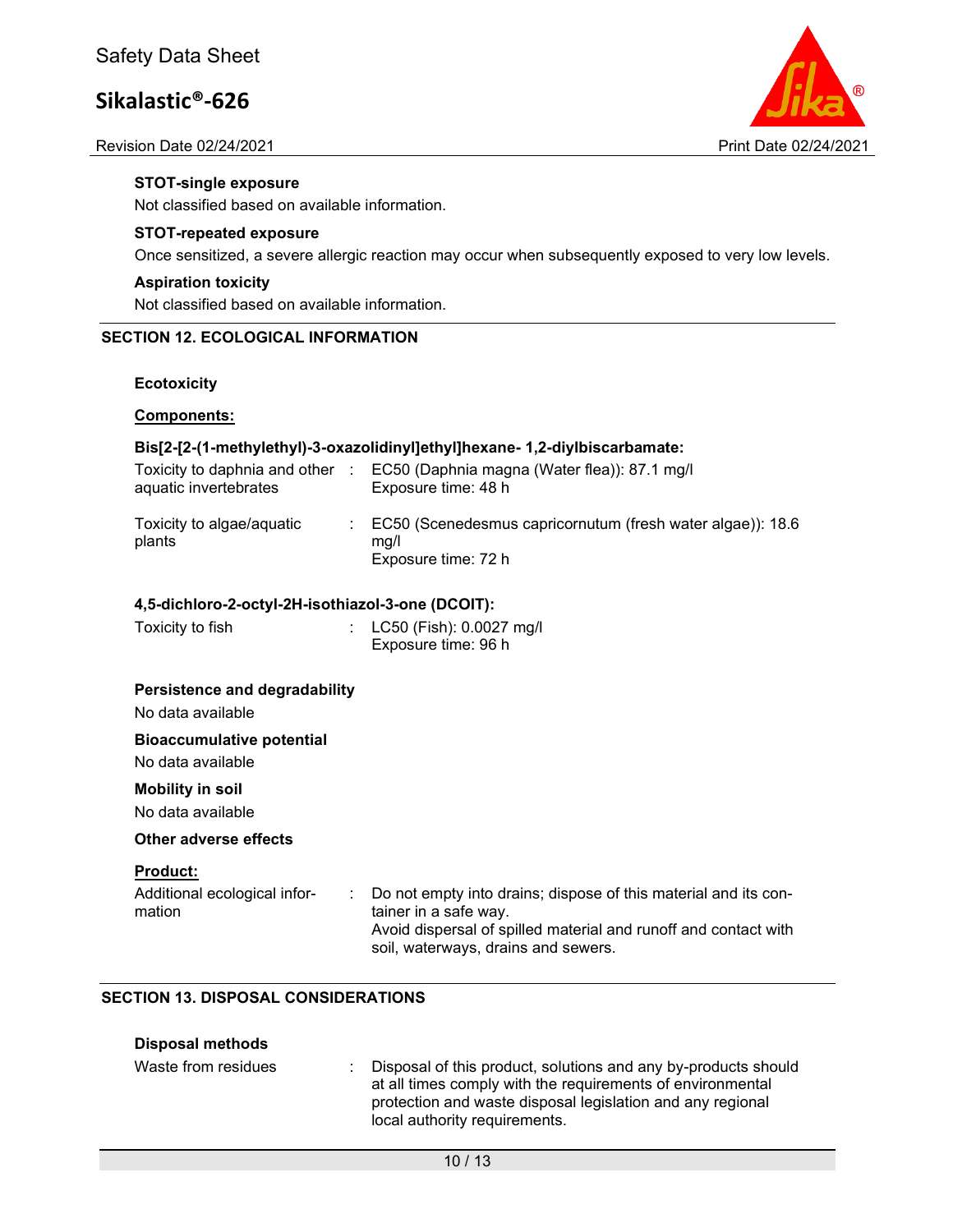**STOT-single exposure**

Not classified based on available information.

**STOT-repeated exposure**

Once sensitized, a severe allergic reaction may occur when subsequently exposed to very low levels.

**Aspiration toxicity**

Not classified based on available information.

## SECTION 12. ECOLOGICAL INFORMATION

**Ecotoxicity**

**Components:**

**Bis[2-[2-(1-methylethyl)-3-oxazolidinyl]ethyl]hexane- 1,2-diylbiscarbamate:**

| | | |
|---|---|---|
| Toxicity to daphnia and other aquatic invertebrates | : | EC50 (Daphnia magna (Water flea)): 87.1 mg/l<br>Exposure time: 48 h |
| Toxicity to algae/aquatic plants | : | EC50 (Scenedesmus capricornutum (fresh water algae)): 18.6 mg/l<br>Exposure time: 72 h |

**4,5-dichloro-2-octyl-2H-isothiazol-3-one (DCOIT):**

| | | |
|---|---|---|
| Toxicity to fish | : | LC50 (Fish): 0.0027 mg/l<br>Exposure time: 96 h |

**Persistence and degradability**

No data available

**Bioaccumulative potential**

No data available

**Mobility in soil**

No data available

**Other adverse effects**

**Product:**

| | | |
|---|---|---|
| Additional ecological information | : | Do not empty into drains; dispose of this material and its container in a safe way.<br>Avoid dispersal of spilled material and runoff and contact with soil, waterways, drains and sewers. |

## SECTION 13. DISPOSAL CONSIDERATIONS

**Disposal methods**

| | | |
|---|---|---|
| Waste from residues | : | Disposal of this product, solutions and any by-products should at all times comply with the requirements of environmental protection and waste disposal legislation and any regional local authority requirements. |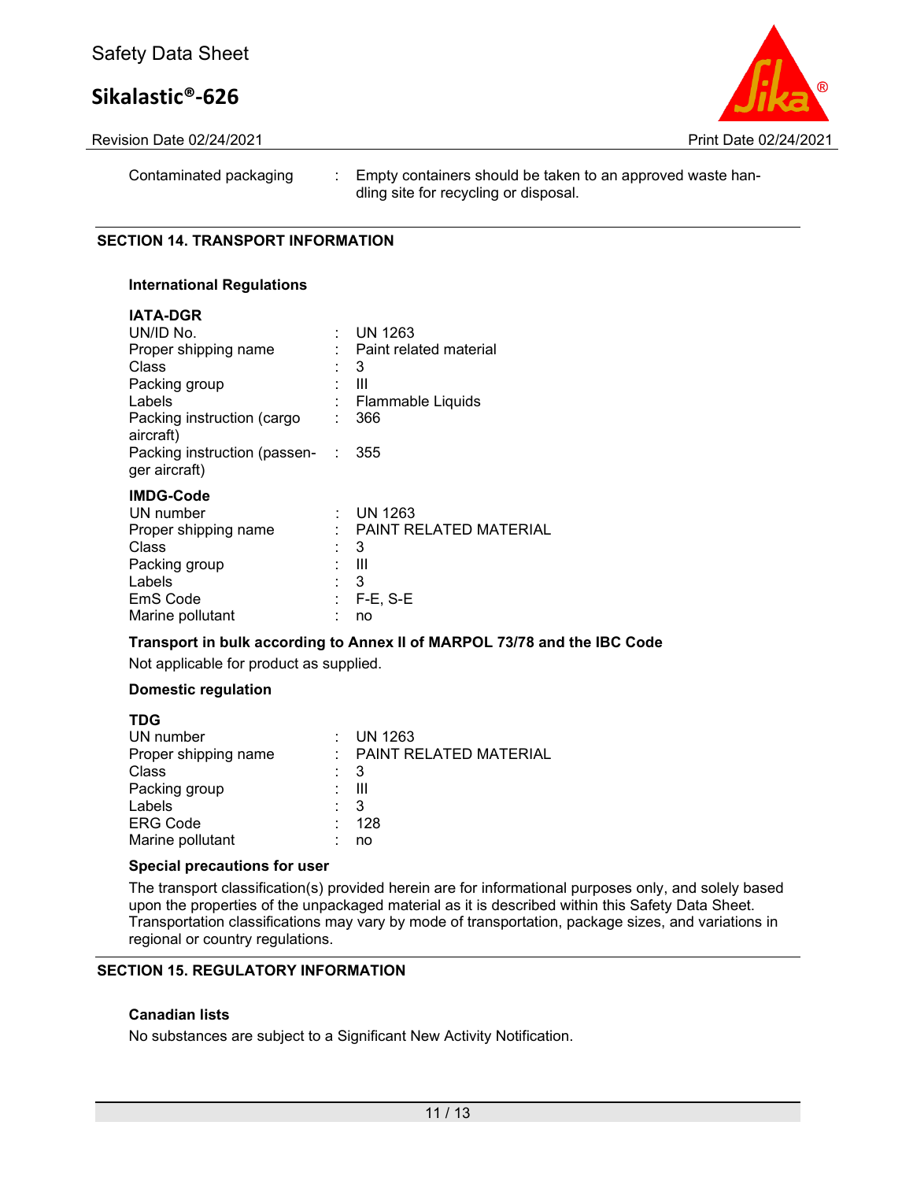| | | |
|---|---|---|
| Contaminated packaging | : | Empty containers should be taken to an approved waste handling site for recycling or disposal. |

## SECTION 14. TRANSPORT INFORMATION

### International Regulations

**IATA-DGR**

| | | |
|---|---|---|
| UN/ID No. | : | UN 1263 |
| Proper shipping name | : | Paint related material |
| Class | : | 3 |
| Packing group | : | III |
| Labels | : | Flammable Liquids |
| Packing instruction (cargo aircraft) | : | 366 |
| Packing instruction (passenger aircraft) | : | 355 |

**IMDG-Code**

| | | |
|---|---|---|
| UN number | : | UN 1263 |
| Proper shipping name | : | PAINT RELATED MATERIAL |
| Class | : | 3 |
| Packing group | : | III |
| Labels | : | 3 |
| EmS Code | : | F-E, S-E |
| Marine pollutant | : | no |

**Transport in bulk according to Annex II of MARPOL 73/78 and the IBC Code**

Not applicable for product as supplied.

### Domestic regulation

**TDG**

| | | |
|---|---|---|
| UN number | : | UN 1263 |
| Proper shipping name | : | PAINT RELATED MATERIAL |
| Class | : | 3 |
| Packing group | : | III |
| Labels | : | 3 |
| ERG Code | : | 128 |
| Marine pollutant | : | no |

**Special precautions for user**

The transport classification(s) provided herein are for informational purposes only, and solely based upon the properties of the unpackaged material as it is described within this Safety Data Sheet. Transportation classifications may vary by mode of transportation, package sizes, and variations in regional or country regulations.

## SECTION 15. REGULATORY INFORMATION

### Canadian lists

No substances are subject to a Significant New Activity Notification.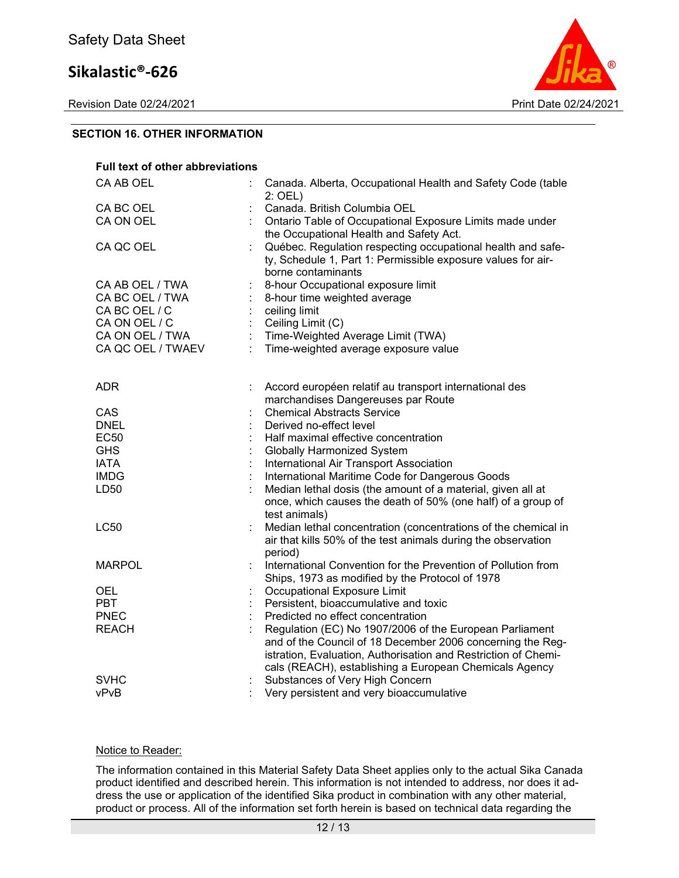## SECTION 16. OTHER INFORMATION

**Full text of other abbreviations**

| | | |
|---|---|---|
| CA AB OEL | : | Canada. Alberta, Occupational Health and Safety Code (table 2: OEL) |
| CA BC OEL | : | Canada. British Columbia OEL |
| CA ON OEL | : | Ontario Table of Occupational Exposure Limits made under the Occupational Health and Safety Act. |
| CA QC OEL | : | Québec. Regulation respecting occupational health and safety, Schedule 1, Part 1: Permissible exposure values for airborne contaminants |
| CA AB OEL / TWA | : | 8-hour Occupational exposure limit |
| CA BC OEL / TWA | : | 8-hour time weighted average |
| CA BC OEL / C | : | ceiling limit |
| CA ON OEL / C | : | Ceiling Limit (C) |
| CA ON OEL / TWA | : | Time-Weighted Average Limit (TWA) |
| CA QC OEL / TWAEV | : | Time-weighted average exposure value |

| | | |
|---|---|---|
| ADR | : | Accord européen relatif au transport international des marchandises Dangereuses par Route |
| CAS | : | Chemical Abstracts Service |
| DNEL | : | Derived no-effect level |
| EC50 | : | Half maximal effective concentration |
| GHS | : | Globally Harmonized System |
| IATA | : | International Air Transport Association |
| IMDG | : | International Maritime Code for Dangerous Goods |
| LD50 | : | Median lethal dosis (the amount of a material, given all at once, which causes the death of 50% (one half) of a group of test animals) |
| LC50 | : | Median lethal concentration (concentrations of the chemical in air that kills 50% of the test animals during the observation period) |
| MARPOL | : | International Convention for the Prevention of Pollution from Ships, 1973 as modified by the Protocol of 1978 |
| OEL | : | Occupational Exposure Limit |
| PBT | : | Persistent, bioaccumulative and toxic |
| PNEC | : | Predicted no effect concentration |
| REACH | : | Regulation (EC) No 1907/2006 of the European Parliament and of the Council of 18 December 2006 concerning the Registration, Evaluation, Authorisation and Restriction of Chemicals (REACH), establishing a European Chemicals Agency |
| SVHC | : | Substances of Very High Concern |
| vPvB | : | Very persistent and very bioaccumulative |

Notice to Reader:

The information contained in this Material Safety Data Sheet applies only to the actual Sika Canada product identified and described herein. This information is not intended to address, nor does it address the use or application of the identified Sika product in combination with any other material, product or process. All of the information set forth herein is based on technical data regarding the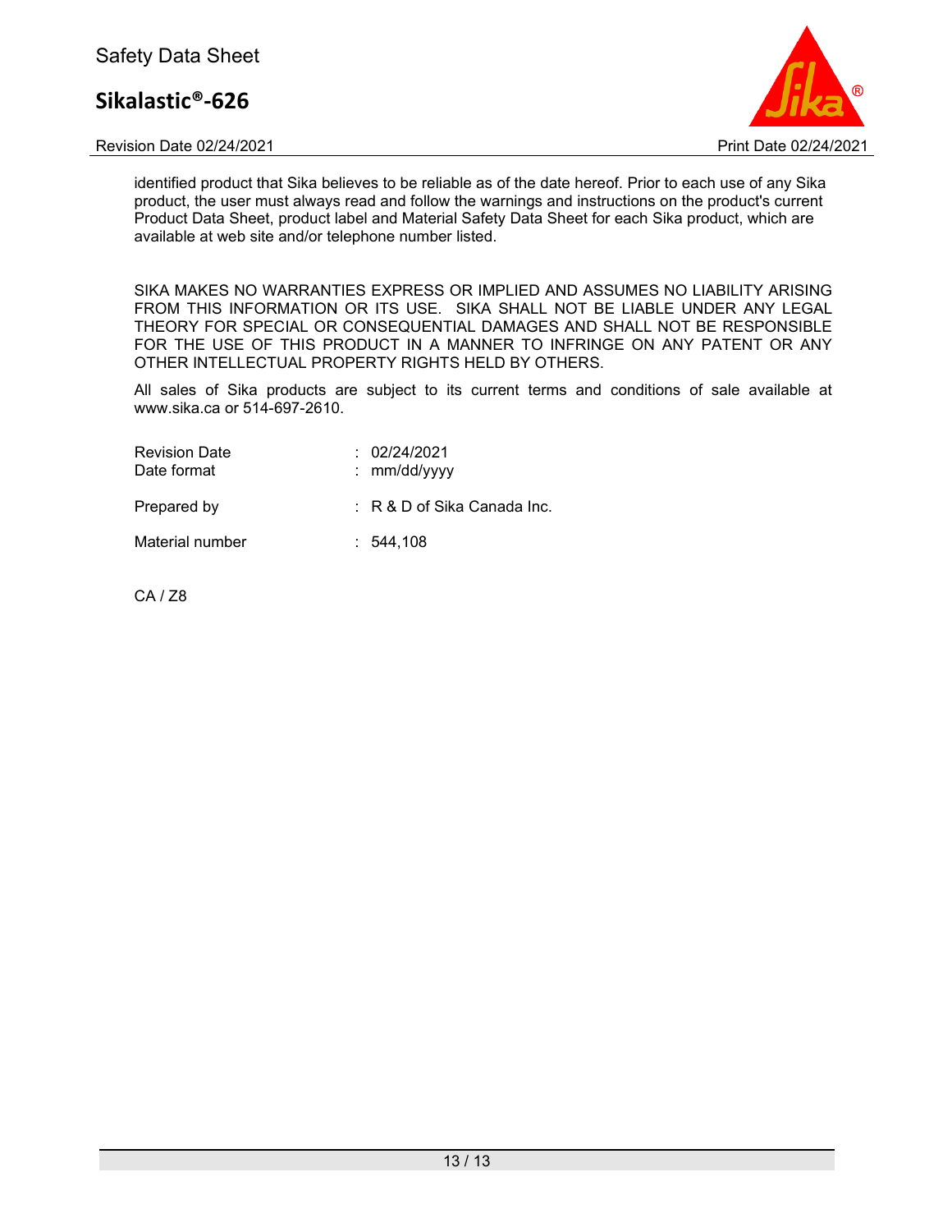identified product that Sika believes to be reliable as of the date hereof. Prior to each use of any Sika product, the user must always read and follow the warnings and instructions on the product's current Product Data Sheet, product label and Material Safety Data Sheet for each Sika product, which are available at web site and/or telephone number listed.

SIKA MAKES NO WARRANTIES EXPRESS OR IMPLIED AND ASSUMES NO LIABILITY ARISING FROM THIS INFORMATION OR ITS USE. SIKA SHALL NOT BE LIABLE UNDER ANY LEGAL THEORY FOR SPECIAL OR CONSEQUENTIAL DAMAGES AND SHALL NOT BE RESPONSIBLE FOR THE USE OF THIS PRODUCT IN A MANNER TO INFRINGE ON ANY PATENT OR ANY OTHER INTELLECTUAL PROPERTY RIGHTS HELD BY OTHERS.

All sales of Sika products are subject to its current terms and conditions of sale available at www.sika.ca or 514-697-2610.

| | |
|---|---|
| Revision Date | : 02/24/2021 |
| Date format | : mm/dd/yyyy |
| Prepared by | : R & D of Sika Canada Inc. |
| Material number | : 544,108 |

CA / Z8